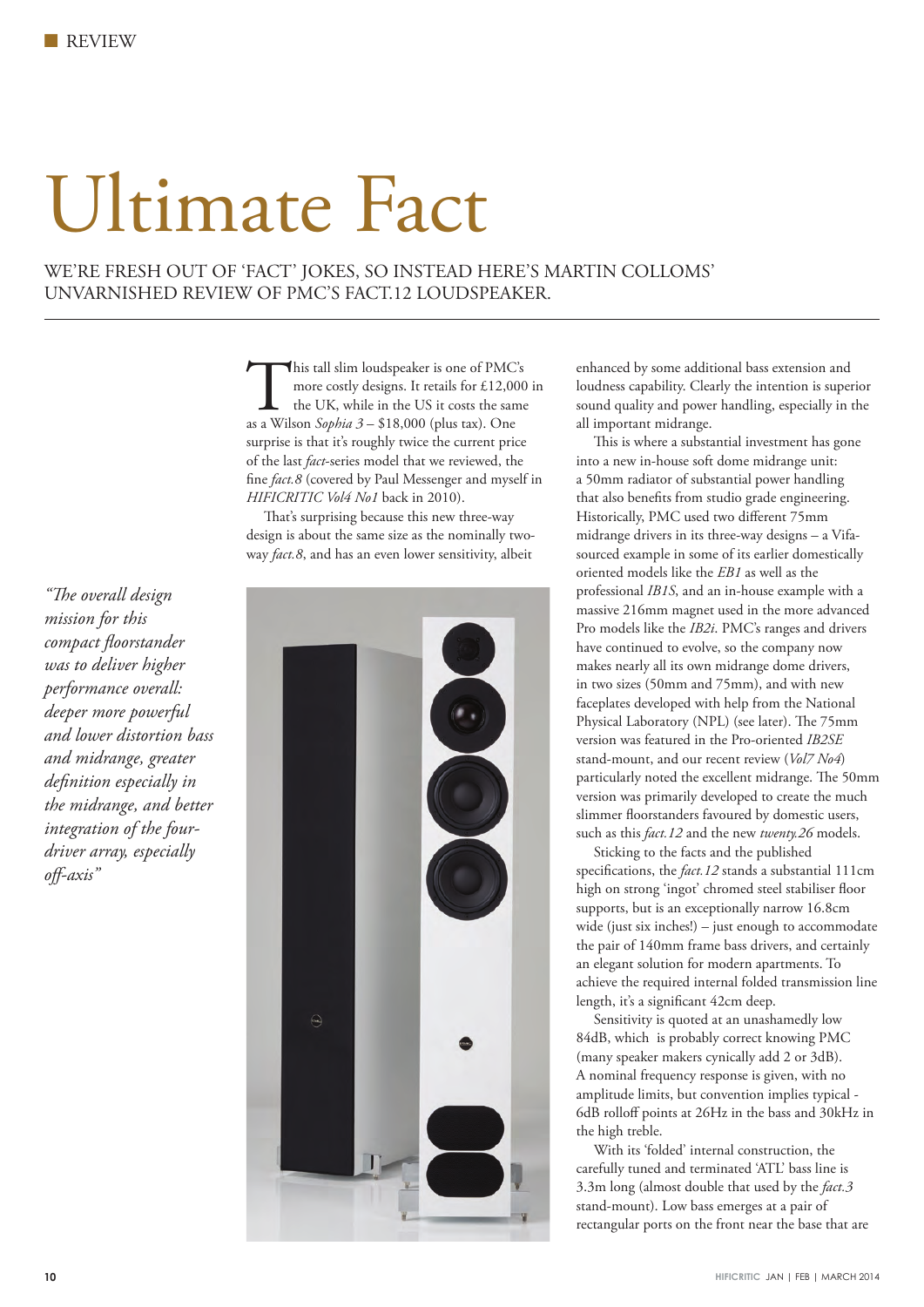# Ultimate Fact

WE'RE FRESH OUT OF 'FACT' JOKES, SO INSTEAD HERE'S MARTIN COLLOMS' UNVARNISHED REVIEW OF PMC'S FACT.12 LOUDSPEAKER.

This tall slim loudspeaker is one of PMC's more costly designs. It retails for £12,000 in the UK, while in the US it costs the same as a Wilson *Sophia 3* – $18,000 (plus tax). One surprise is that it's roughly twice the current price of the last *fact*-series model that we reviewed, the fine *fact.8* (covered by Paul Messenger and myself in *HIFICRITIC Vol4 No1* back in 2010).

That's surprising because this new three-way design is about the same size as the nominally two-way *fact.8*, and has an even lower sensitivity, albeit enhanced by some additional bass extension and loudness capability. Clearly the intention is superior sound quality and power handling, especially in the all important midrange.

*"The overall design mission for this compact floorstander was to deliver higher performance overall: deeper more powerful and lower distortion bass and midrange, greater definition especially in the midrange, and better integration of the four-driver array, especially off-axis"*

This is where a substantial investment has gone into a new in-house soft dome midrange unit: a 50mm radiator of substantial power handling that also benefits from studio grade engineering. Historically, PMC used two different 75mm midrange drivers in its three-way designs – a Vifa-sourced example in some of its earlier domestically oriented models like the *EB1* as well as the professional *IB1S*, and an in-house example with a massive 216mm magnet used in the more advanced Pro models like the *IB2i*. PMC's ranges and drivers have continued to evolve, so the company now makes nearly all its own midrange dome drivers, in two sizes (50mm and 75mm), and with new faceplates developed with help from the National Physical Laboratory (NPL) (see later). The 75mm version was featured in the Pro-oriented *IB2SE* stand-mount, and our recent review (*Vol7 No4*) particularly noted the excellent midrange. The 50mm version was primarily developed to create the much slimmer floorstanders favoured by domestic users, such as this *fact.12* and the new *twenty.26* models.

Sticking to the facts and the published specifications, the *fact.12* stands a substantial 111cm high on strong 'ingot' chromed steel stabiliser floor supports, but is an exceptionally narrow 16.8cm wide (just six inches!) – just enough to accommodate the pair of 140mm frame bass drivers, and certainly an elegant solution for modern apartments. To achieve the required internal folded transmission line length, it's a significant 42cm deep.

Sensitivity is quoted at an unashamedly low 84dB, which is probably correct knowing PMC (many speaker makers cynically add 2 or 3dB). A nominal frequency response is given, with no amplitude limits, but convention implies typical -6dB rolloff points at 26Hz in the bass and 30kHz in the high treble.

With its 'folded' internal construction, the carefully tuned and terminated 'ATL' bass line is 3.3m long (almost double that used by the *fact.3* stand-mount). Low bass emerges at a pair of rectangular ports on the front near the base that are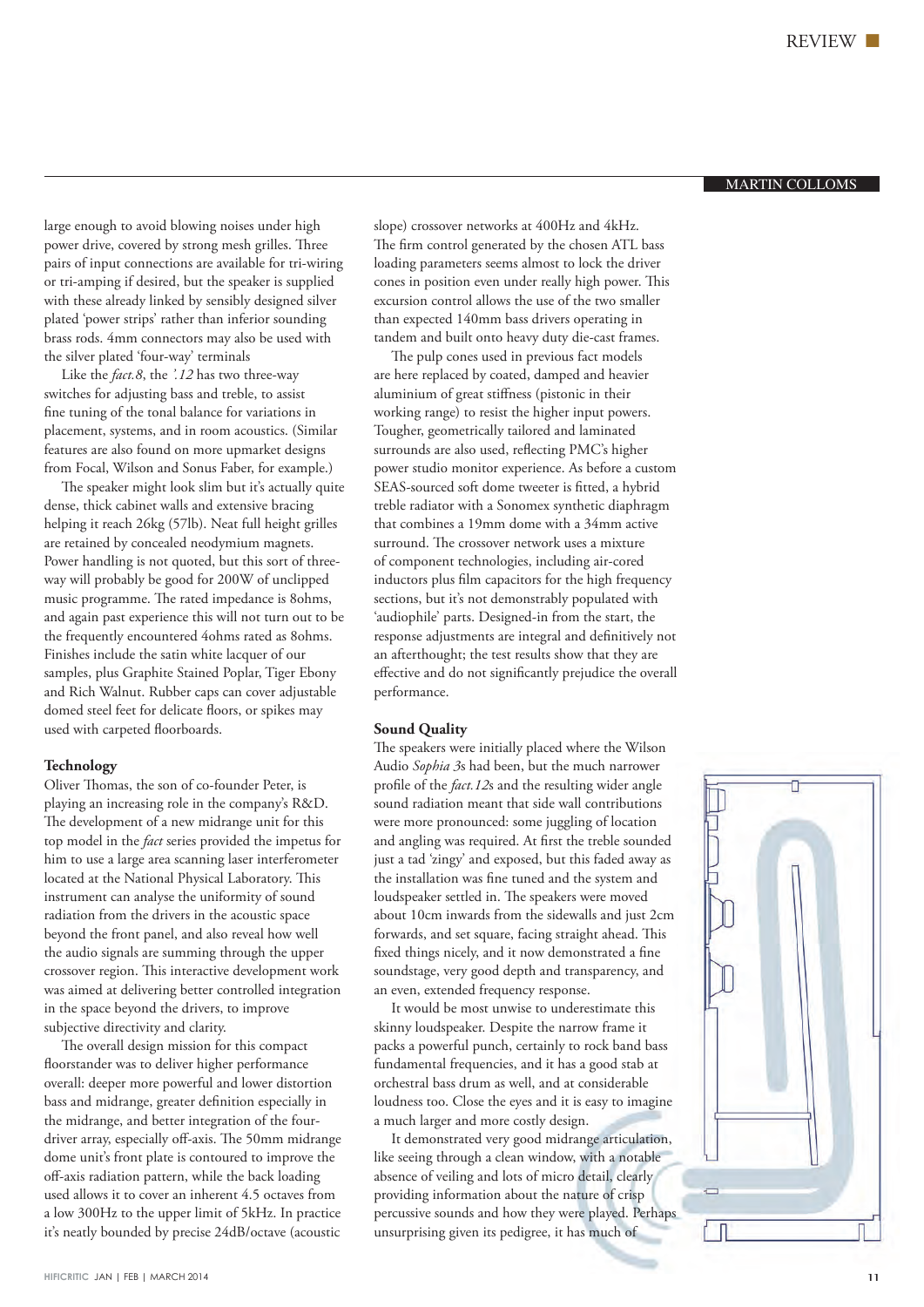large enough to avoid blowing noises under high power drive, covered by strong mesh grilles. Three pairs of input connections are available for tri-wiring or tri-amping if desired, but the speaker is supplied with these already linked by sensibly designed silver plated 'power strips' rather than inferior sounding brass rods. 4mm connectors may also be used with the silver plated 'four-way' terminals

Like the *fact.8*, the *'.12* has two three-way switches for adjusting bass and treble, to assist fine tuning of the tonal balance for variations in placement, systems, and in room acoustics. (Similar features are also found on more upmarket designs from Focal, Wilson and Sonus Faber, for example.)

The speaker might look slim but it's actually quite dense, thick cabinet walls and extensive bracing helping it reach 26kg (57lb). Neat full height grilles are retained by concealed neodymium magnets. Power handling is not quoted, but this sort of three-way will probably be good for 200W of unclipped music programme. The rated impedance is 8ohms, and again past experience this will not turn out to be the frequently encountered 4ohms rated as 8ohms. Finishes include the satin white lacquer of our samples, plus Graphite Stained Poplar, Tiger Ebony and Rich Walnut. Rubber caps can cover adjustable domed steel feet for delicate floors, or spikes may used with carpeted floorboards.

**Technology**

Oliver Thomas, the son of co-founder Peter, is playing an increasing role in the company's R&D. The development of a new midrange unit for this top model in the *fact* series provided the impetus for him to use a large area scanning laser interferometer located at the National Physical Laboratory. This instrument can analyse the uniformity of sound radiation from the drivers in the acoustic space beyond the front panel, and also reveal how well the audio signals are summing through the upper crossover region. This interactive development work was aimed at delivering better controlled integration in the space beyond the drivers, to improve subjective directivity and clarity.

The overall design mission for this compact floorstander was to deliver higher performance overall: deeper more powerful and lower distortion bass and midrange, greater definition especially in the midrange, and better integration of the four-driver array, especially off-axis. The 50mm midrange dome unit's front plate is contoured to improve the off-axis radiation pattern, while the back loading used allows it to cover an inherent 4.5 octaves from a low 300Hz to the upper limit of 5kHz. In practice it's neatly bounded by precise 24dB/octave (acoustic slope) crossover networks at 400Hz and 4kHz.

The firm control generated by the chosen ATL bass loading parameters seems almost to lock the driver cones in position even under really high power. This excursion control allows the use of the two smaller than expected 140mm bass drivers operating in tandem and built onto heavy duty die-cast frames.

The pulp cones used in previous fact models are here replaced by coated, damped and heavier aluminium of great stiffness (pistonic in their working range) to resist the higher input powers. Tougher, geometrically tailored and laminated surrounds are also used, reflecting PMC's higher power studio monitor experience. As before a custom SEAS-sourced soft dome tweeter is fitted, a hybrid treble radiator with a Sonomex synthetic diaphragm that combines a 19mm dome with a 34mm active surround. The crossover network uses a mixture of component technologies, including air-cored inductors plus film capacitors for the high frequency sections, but it's not demonstrably populated with 'audiophile' parts. Designed-in from the start, the response adjustments are integral and definitively not an afterthought; the test results show that they are effective and do not significantly prejudice the overall performance.

**Sound Quality**

The speakers were initially placed where the Wilson Audio *Sophia 3*s had been, but the much narrower profile of the *fact.12*s and the resulting wider angle sound radiation meant that side wall contributions were more pronounced: some juggling of location and angling was required. At first the treble sounded just a tad 'zingy' and exposed, but this faded away as the installation was fine tuned and the system and loudspeaker settled in. The speakers were moved about 10cm inwards from the sidewalls and just 2cm forwards, and set square, facing straight ahead. This fixed things nicely, and it now demonstrated a fine soundstage, very good depth and transparency, and an even, extended frequency response.

It would be most unwise to underestimate this skinny loudspeaker. Despite the narrow frame it packs a powerful punch, certainly to rock band bass fundamental frequencies, and it has a good stab at orchestral bass drum as well, and at considerable loudness too. Close the eyes and it is easy to imagine a much larger and more costly design.

It demonstrated very good midrange articulation, like seeing through a clean window, with a notable absence of veiling and lots of micro detail, clearly providing information about the nature of crisp percussive sounds and how they were played. Perhaps unsurprising given its pedigree, it has much of